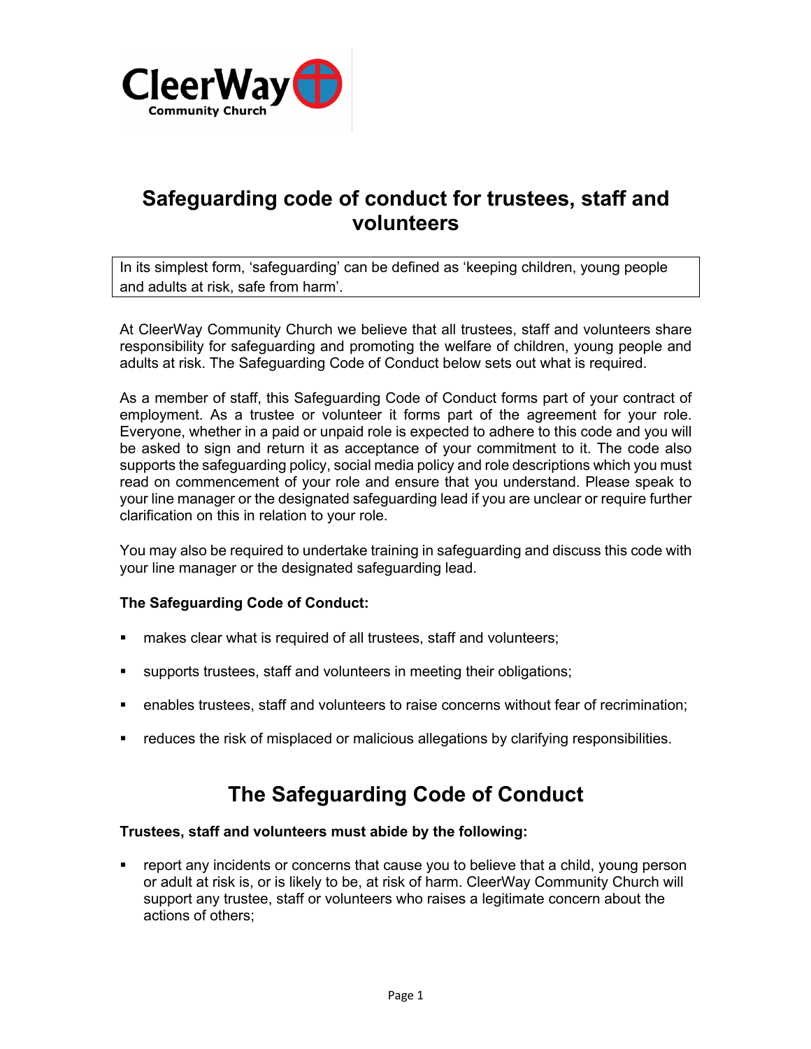CleerWay Community Church

# Safeguarding code of conduct for trustees, staff and volunteers

In its simplest form, 'safeguarding' can be defined as 'keeping children, young people and adults at risk, safe from harm'.

At CleerWay Community Church we believe that all trustees, staff and volunteers share responsibility for safeguarding and promoting the welfare of children, young people and adults at risk. The Safeguarding Code of Conduct below sets out what is required.

As a member of staff, this Safeguarding Code of Conduct forms part of your contract of employment. As a trustee or volunteer it forms part of the agreement for your role. Everyone, whether in a paid or unpaid role is expected to adhere to this code and you will be asked to sign and return it as acceptance of your commitment to it. The code also supports the safeguarding policy, social media policy and role descriptions which you must read on commencement of your role and ensure that you understand. Please speak to your line manager or the designated safeguarding lead if you are unclear or require further clarification on this in relation to your role.

You may also be required to undertake training in safeguarding and discuss this code with your line manager or the designated safeguarding lead.

**The Safeguarding Code of Conduct:**

- makes clear what is required of all trustees, staff and volunteers;
- supports trustees, staff and volunteers in meeting their obligations;
- enables trustees, staff and volunteers to raise concerns without fear of recrimination;
- reduces the risk of misplaced or malicious allegations by clarifying responsibilities.

## The Safeguarding Code of Conduct

**Trustees, staff and volunteers must abide by the following:**

- report any incidents or concerns that cause you to believe that a child, young person or adult at risk is, or is likely to be, at risk of harm. CleerWay Community Church will support any trustee, staff or volunteers who raises a legitimate concern about the actions of others;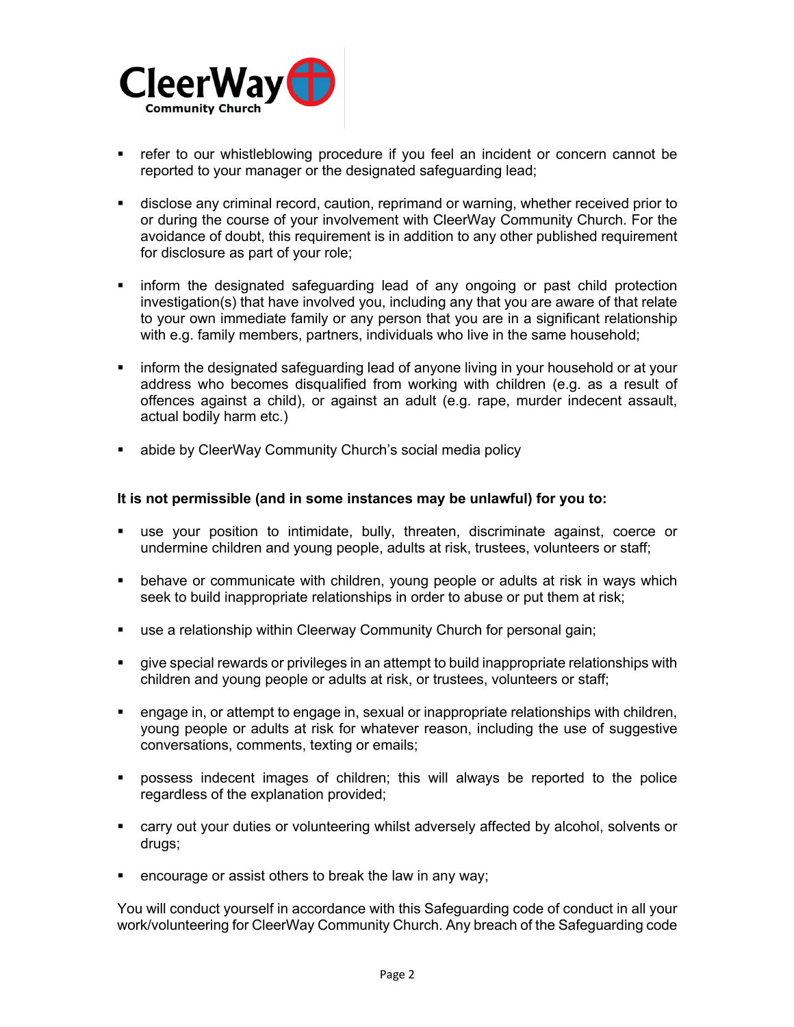- refer to our whistleblowing procedure if you feel an incident or concern cannot be reported to your manager or the designated safeguarding lead;

- disclose any criminal record, caution, reprimand or warning, whether received prior to or during the course of your involvement with CleerWay Community Church. For the avoidance of doubt, this requirement is in addition to any other published requirement for disclosure as part of your role;

- inform the designated safeguarding lead of any ongoing or past child protection investigation(s) that have involved you, including any that you are aware of that relate to your own immediate family or any person that you are in a significant relationship with e.g. family members, partners, individuals who live in the same household;

- inform the designated safeguarding lead of anyone living in your household or at your address who becomes disqualified from working with children (e.g. as a result of offences against a child), or against an adult (e.g. rape, murder indecent assault, actual bodily harm etc.)

- abide by CleerWay Community Church's social media policy

**It is not permissible (and in some instances may be unlawful) for you to:**

- use your position to intimidate, bully, threaten, discriminate against, coerce or undermine children and young people, adults at risk, trustees, volunteers or staff;

- behave or communicate with children, young people or adults at risk in ways which seek to build inappropriate relationships in order to abuse or put them at risk;

- use a relationship within Cleerway Community Church for personal gain;

- give special rewards or privileges in an attempt to build inappropriate relationships with children and young people or adults at risk, or trustees, volunteers or staff;

- engage in, or attempt to engage in, sexual or inappropriate relationships with children, young people or adults at risk for whatever reason, including the use of suggestive conversations, comments, texting or emails;

- possess indecent images of children; this will always be reported to the police regardless of the explanation provided;

- carry out your duties or volunteering whilst adversely affected by alcohol, solvents or drugs;

- encourage or assist others to break the law in any way;

You will conduct yourself in accordance with this Safeguarding code of conduct in all your work/volunteering for CleerWay Community Church. Any breach of the Safeguarding code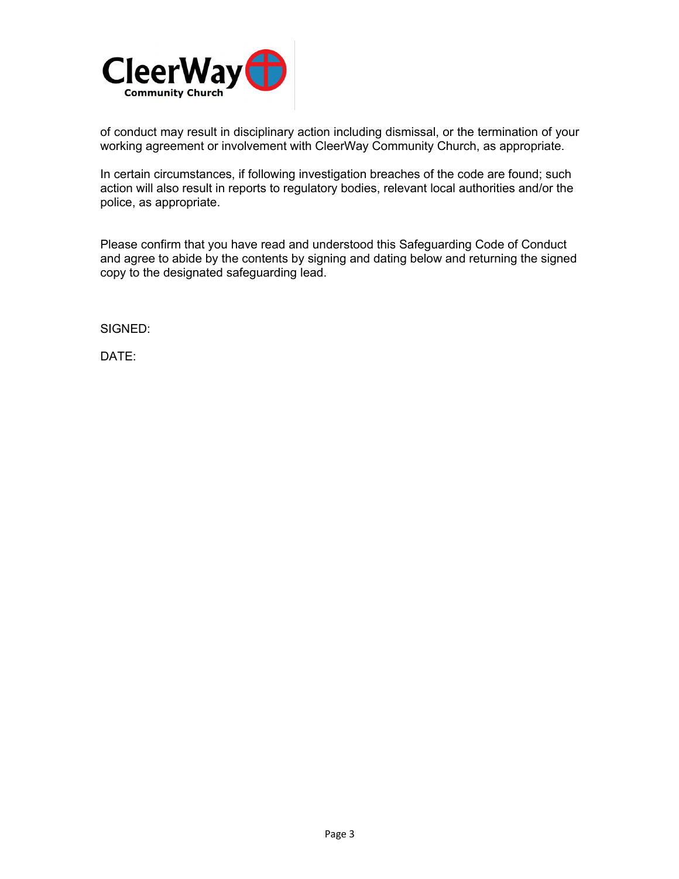of conduct may result in disciplinary action including dismissal, or the termination of your working agreement or involvement with CleerWay Community Church, as appropriate.

In certain circumstances, if following investigation breaches of the code are found; such action will also result in reports to regulatory bodies, relevant local authorities and/or the police, as appropriate.

Please confirm that you have read and understood this Safeguarding Code of Conduct and agree to abide by the contents by signing and dating below and returning the signed copy to the designated safeguarding lead.

SIGNED:

DATE: